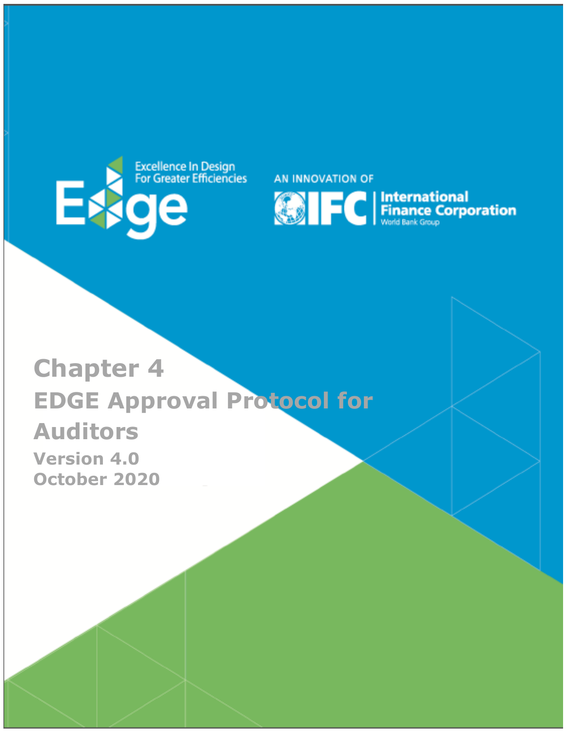Excellence In Design For Greater Efficiencies

AN INNOVATION OF IFC International Finance Corporation World Bank Group

# Chapter 4

## EDGE Approval Protocol for Auditors

**Version 4.0**

**October 2020**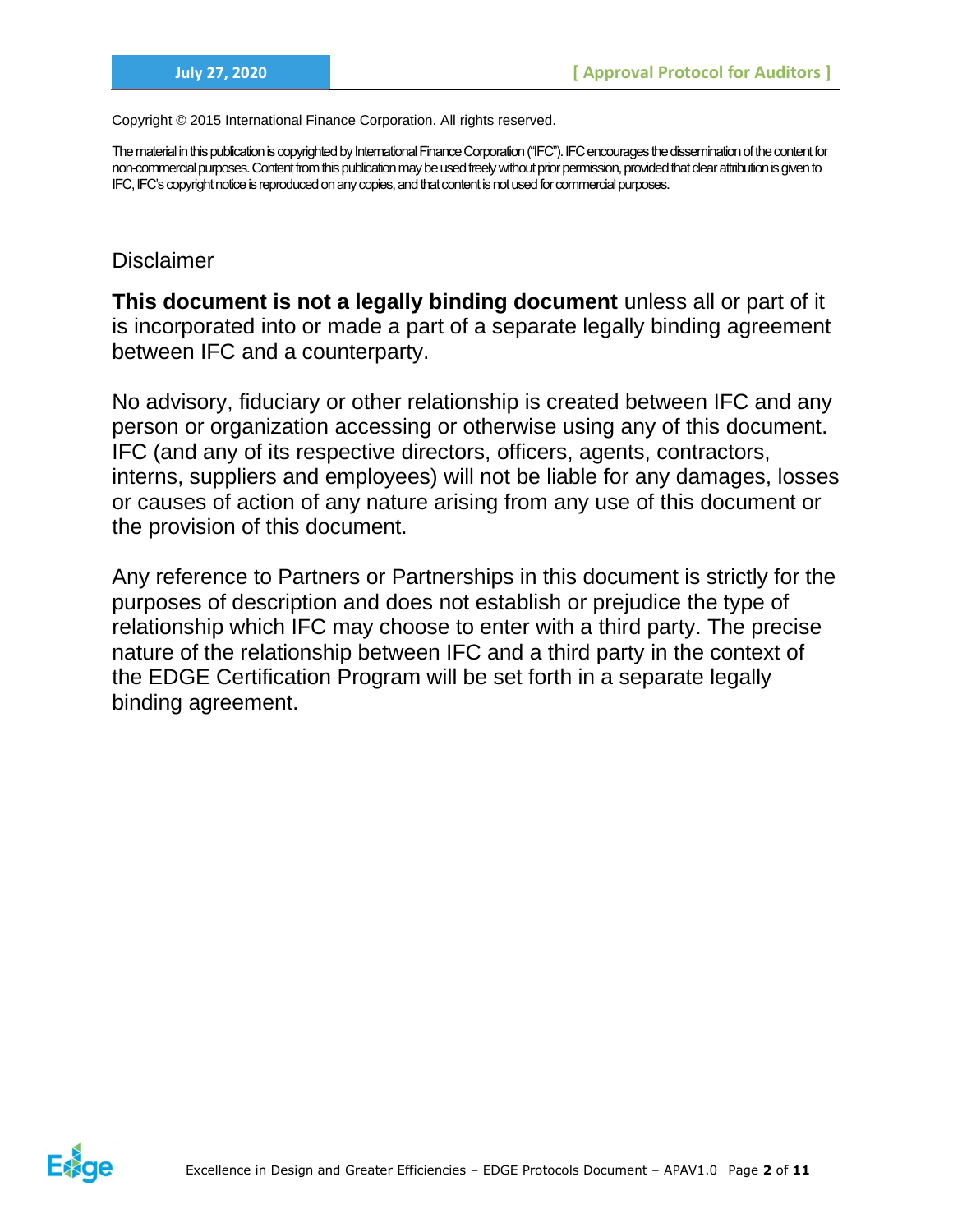Copyright © 2015 International Finance Corporation. All rights reserved.

The material in this publication is copyrighted by International Finance Corporation ("IFC"). IFC encourages the dissemination of the content for non-commercial purposes. Content from this publication may be used freely without prior permission, provided that clear attribution is given to IFC, IFC's copyright notice is reproduced on any copies, and that content is not used for commercial purposes.

## Disclaimer

**This document is not a legally binding document** unless all or part of it is incorporated into or made a part of a separate legally binding agreement between IFC and a counterparty.

No advisory, fiduciary or other relationship is created between IFC and any person or organization accessing or otherwise using any of this document. IFC (and any of its respective directors, officers, agents, contractors, interns, suppliers and employees) will not be liable for any damages, losses or causes of action of any nature arising from any use of this document or the provision of this document.

Any reference to Partners or Partnerships in this document is strictly for the purposes of description and does not establish or prejudice the type of relationship which IFC may choose to enter with a third party. The precise nature of the relationship between IFC and a third party in the context of the EDGE Certification Program will be set forth in a separate legally binding agreement.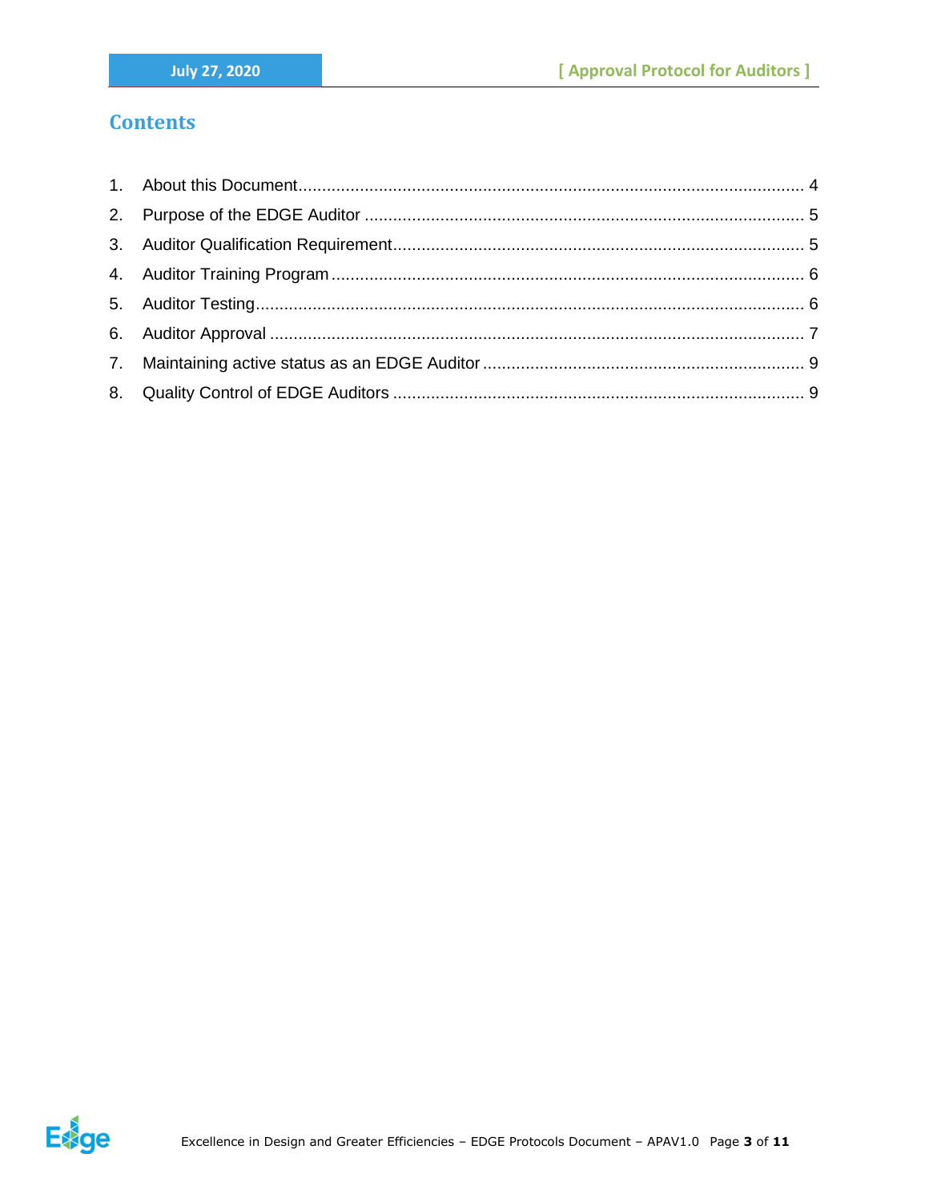# Contents

1. About this Document ........................................................................................................ 4
2. Purpose of the EDGE Auditor ........................................................................................... 5
3. Auditor Qualification Requirement.................................................................................... 5
4. Auditor Training Program ................................................................................................. 6
5. Auditor Testing................................................................................................................. 6
6. Auditor Approval .............................................................................................................. 7
7. Maintaining active status as an EDGE Auditor ................................................................. 9
8. Quality Control of EDGE Auditors .................................................................................... 9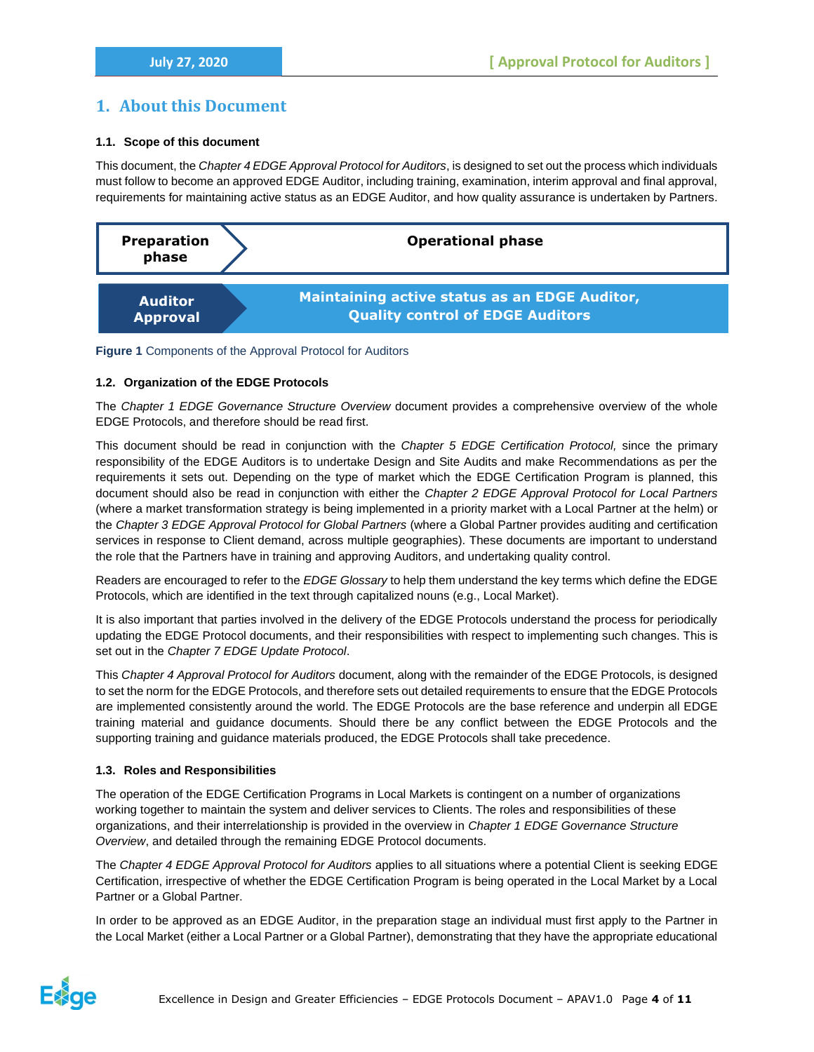# 1. About this Document

### 1.1. Scope of this document

This document, the *Chapter 4 EDGE Approval Protocol for Auditors*, is designed to set out the process which individuals must follow to become an approved EDGE Auditor, including training, examination, interim approval and final approval, requirements for maintaining active status as an EDGE Auditor, and how quality assurance is undertaken by Partners.

| Preparation phase | Operational phase |
| --- | --- |
| Auditor Approval | Maintaining active status as an EDGE Auditor, Quality control of EDGE Auditors |

**Figure 1** Components of the Approval Protocol for Auditors

### 1.2. Organization of the EDGE Protocols

The *Chapter 1 EDGE Governance Structure Overview* document provides a comprehensive overview of the whole EDGE Protocols, and therefore should be read first.

This document should be read in conjunction with the *Chapter 5 EDGE Certification Protocol,* since the primary responsibility of the EDGE Auditors is to undertake Design and Site Audits and make Recommendations as per the requirements it sets out. Depending on the type of market which the EDGE Certification Program is planned, this document should also be read in conjunction with either the *Chapter 2 EDGE Approval Protocol for Local Partners* (where a market transformation strategy is being implemented in a priority market with a Local Partner at the helm) or the *Chapter 3 EDGE Approval Protocol for Global Partners* (where a Global Partner provides auditing and certification services in response to Client demand, across multiple geographies). These documents are important to understand the role that the Partners have in training and approving Auditors, and undertaking quality control.

Readers are encouraged to refer to the *EDGE Glossary* to help them understand the key terms which define the EDGE Protocols, which are identified in the text through capitalized nouns (e.g., Local Market).

It is also important that parties involved in the delivery of the EDGE Protocols understand the process for periodically updating the EDGE Protocol documents, and their responsibilities with respect to implementing such changes. This is set out in the *Chapter 7 EDGE Update Protocol*.

This *Chapter 4 Approval Protocol for Auditors* document, along with the remainder of the EDGE Protocols, is designed to set the norm for the EDGE Protocols, and therefore sets out detailed requirements to ensure that the EDGE Protocols are implemented consistently around the world. The EDGE Protocols are the base reference and underpin all EDGE training material and guidance documents. Should there be any conflict between the EDGE Protocols and the supporting training and guidance materials produced, the EDGE Protocols shall take precedence.

### 1.3. Roles and Responsibilities

The operation of the EDGE Certification Programs in Local Markets is contingent on a number of organizations working together to maintain the system and deliver services to Clients. The roles and responsibilities of these organizations, and their interrelationship is provided in the overview in *Chapter 1 EDGE Governance Structure Overview*, and detailed through the remaining EDGE Protocol documents.

The *Chapter 4 EDGE Approval Protocol for Auditors* applies to all situations where a potential Client is seeking EDGE Certification, irrespective of whether the EDGE Certification Program is being operated in the Local Market by a Local Partner or a Global Partner.

In order to be approved as an EDGE Auditor, in the preparation stage an individual must first apply to the Partner in the Local Market (either a Local Partner or a Global Partner), demonstrating that they have the appropriate educational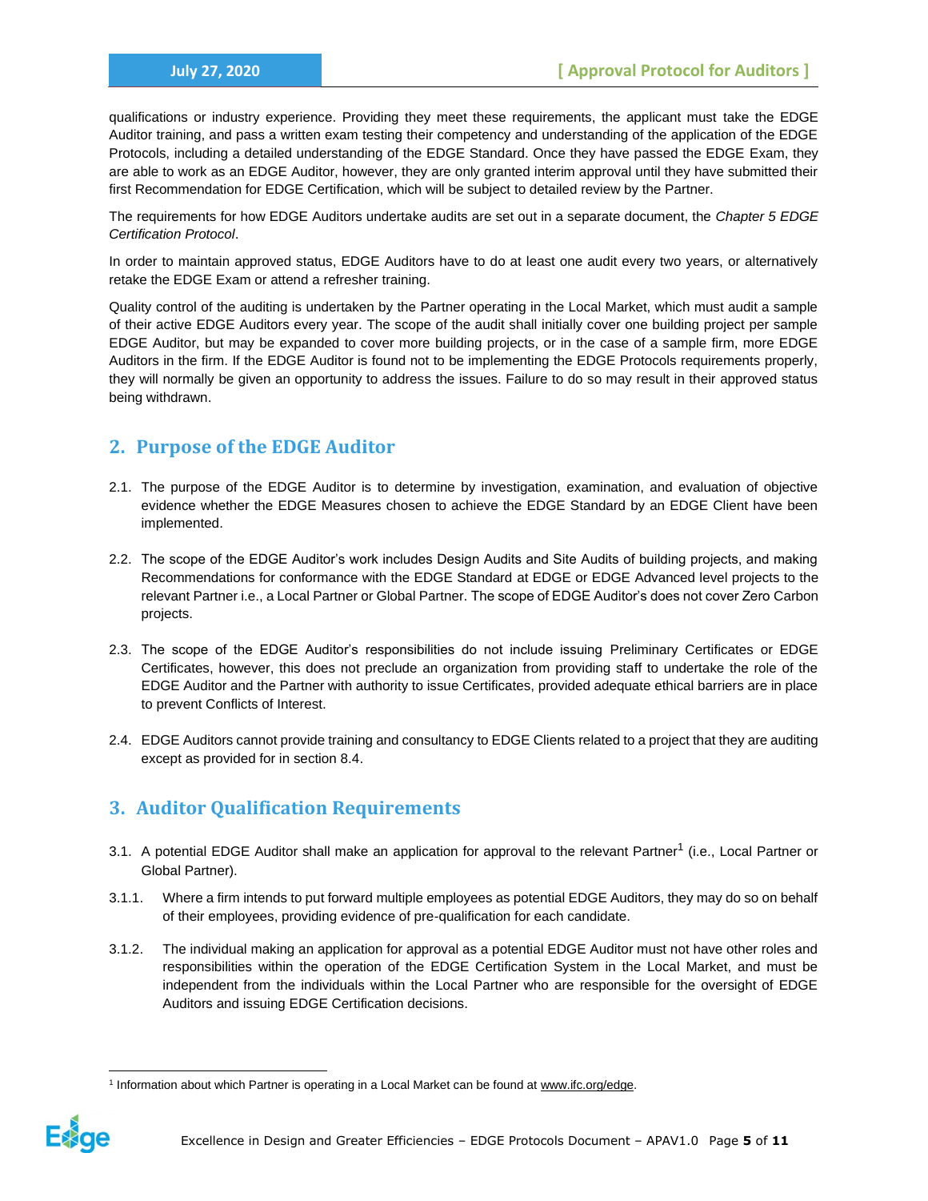qualifications or industry experience. Providing they meet these requirements, the applicant must take the EDGE Auditor training, and pass a written exam testing their competency and understanding of the application of the EDGE Protocols, including a detailed understanding of the EDGE Standard. Once they have passed the EDGE Exam, they are able to work as an EDGE Auditor, however, they are only granted interim approval until they have submitted their first Recommendation for EDGE Certification, which will be subject to detailed review by the Partner.

The requirements for how EDGE Auditors undertake audits are set out in a separate document, the *Chapter 5 EDGE Certification Protocol*.

In order to maintain approved status, EDGE Auditors have to do at least one audit every two years, or alternatively retake the EDGE Exam or attend a refresher training.

Quality control of the auditing is undertaken by the Partner operating in the Local Market, which must audit a sample of their active EDGE Auditors every year. The scope of the audit shall initially cover one building project per sample EDGE Auditor, but may be expanded to cover more building projects, or in the case of a sample firm, more EDGE Auditors in the firm. If the EDGE Auditor is found not to be implementing the EDGE Protocols requirements properly, they will normally be given an opportunity to address the issues. Failure to do so may result in their approved status being withdrawn.

## 2. Purpose of the EDGE Auditor

2.1. The purpose of the EDGE Auditor is to determine by investigation, examination, and evaluation of objective evidence whether the EDGE Measures chosen to achieve the EDGE Standard by an EDGE Client have been implemented.

2.2. The scope of the EDGE Auditor's work includes Design Audits and Site Audits of building projects, and making Recommendations for conformance with the EDGE Standard at EDGE or EDGE Advanced level projects to the relevant Partner i.e., a Local Partner or Global Partner. The scope of EDGE Auditor's does not cover Zero Carbon projects.

2.3. The scope of the EDGE Auditor's responsibilities do not include issuing Preliminary Certificates or EDGE Certificates, however, this does not preclude an organization from providing staff to undertake the role of the EDGE Auditor and the Partner with authority to issue Certificates, provided adequate ethical barriers are in place to prevent Conflicts of Interest.

2.4. EDGE Auditors cannot provide training and consultancy to EDGE Clients related to a project that they are auditing except as provided for in section 8.4.

## 3. Auditor Qualification Requirements

3.1. A potential EDGE Auditor shall make an application for approval to the relevant Partner[1] (i.e., Local Partner or Global Partner).

3.1.1. Where a firm intends to put forward multiple employees as potential EDGE Auditors, they may do so on behalf of their employees, providing evidence of pre-qualification for each candidate.

3.1.2. The individual making an application for approval as a potential EDGE Auditor must not have other roles and responsibilities within the operation of the EDGE Certification System in the Local Market, and must be independent from the individuals within the Local Partner who are responsible for the oversight of EDGE Auditors and issuing EDGE Certification decisions.

[1] Information about which Partner is operating in a Local Market can be found at www.ifc.org/edge.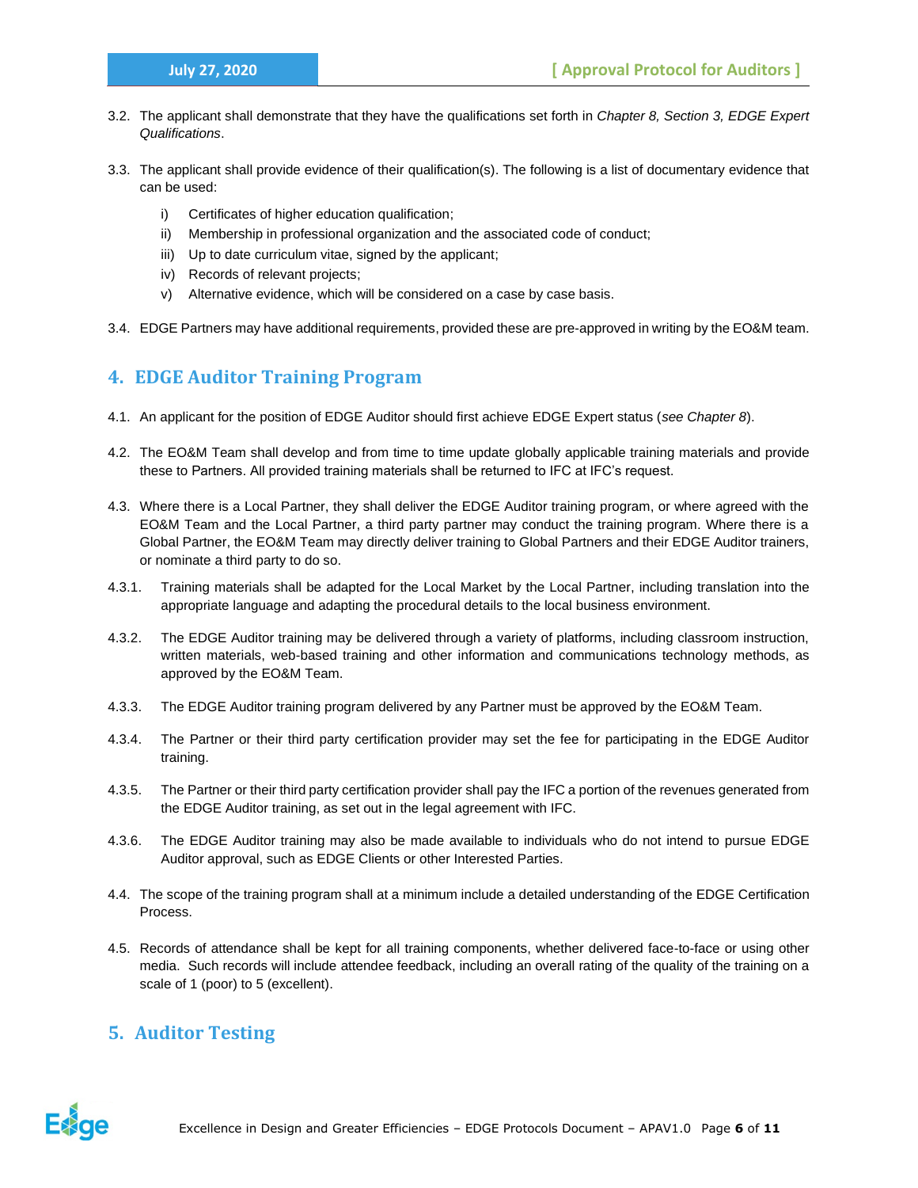3.2. The applicant shall demonstrate that they have the qualifications set forth in *Chapter 8, Section 3, EDGE Expert Qualifications*.

3.3. The applicant shall provide evidence of their qualification(s). The following is a list of documentary evidence that can be used:

- i) Certificates of higher education qualification;
- ii) Membership in professional organization and the associated code of conduct;
- iii) Up to date curriculum vitae, signed by the applicant;
- iv) Records of relevant projects;
- v) Alternative evidence, which will be considered on a case by case basis.

3.4. EDGE Partners may have additional requirements, provided these are pre-approved in writing by the EO&M team.

## 4. EDGE Auditor Training Program

4.1. An applicant for the position of EDGE Auditor should first achieve EDGE Expert status (*see Chapter 8*).

4.2. The EO&M Team shall develop and from time to time update globally applicable training materials and provide these to Partners. All provided training materials shall be returned to IFC at IFC's request.

4.3. Where there is a Local Partner, they shall deliver the EDGE Auditor training program, or where agreed with the EO&M Team and the Local Partner, a third party partner may conduct the training program. Where there is a Global Partner, the EO&M Team may directly deliver training to Global Partners and their EDGE Auditor trainers, or nominate a third party to do so.

4.3.1. Training materials shall be adapted for the Local Market by the Local Partner, including translation into the appropriate language and adapting the procedural details to the local business environment.

4.3.2. The EDGE Auditor training may be delivered through a variety of platforms, including classroom instruction, written materials, web-based training and other information and communications technology methods, as approved by the EO&M Team.

4.3.3. The EDGE Auditor training program delivered by any Partner must be approved by the EO&M Team.

4.3.4. The Partner or their third party certification provider may set the fee for participating in the EDGE Auditor training.

4.3.5. The Partner or their third party certification provider shall pay the IFC a portion of the revenues generated from the EDGE Auditor training, as set out in the legal agreement with IFC.

4.3.6. The EDGE Auditor training may also be made available to individuals who do not intend to pursue EDGE Auditor approval, such as EDGE Clients or other Interested Parties.

4.4. The scope of the training program shall at a minimum include a detailed understanding of the EDGE Certification Process.

4.5. Records of attendance shall be kept for all training components, whether delivered face-to-face or using other media. Such records will include attendee feedback, including an overall rating of the quality of the training on a scale of 1 (poor) to 5 (excellent).

## 5. Auditor Testing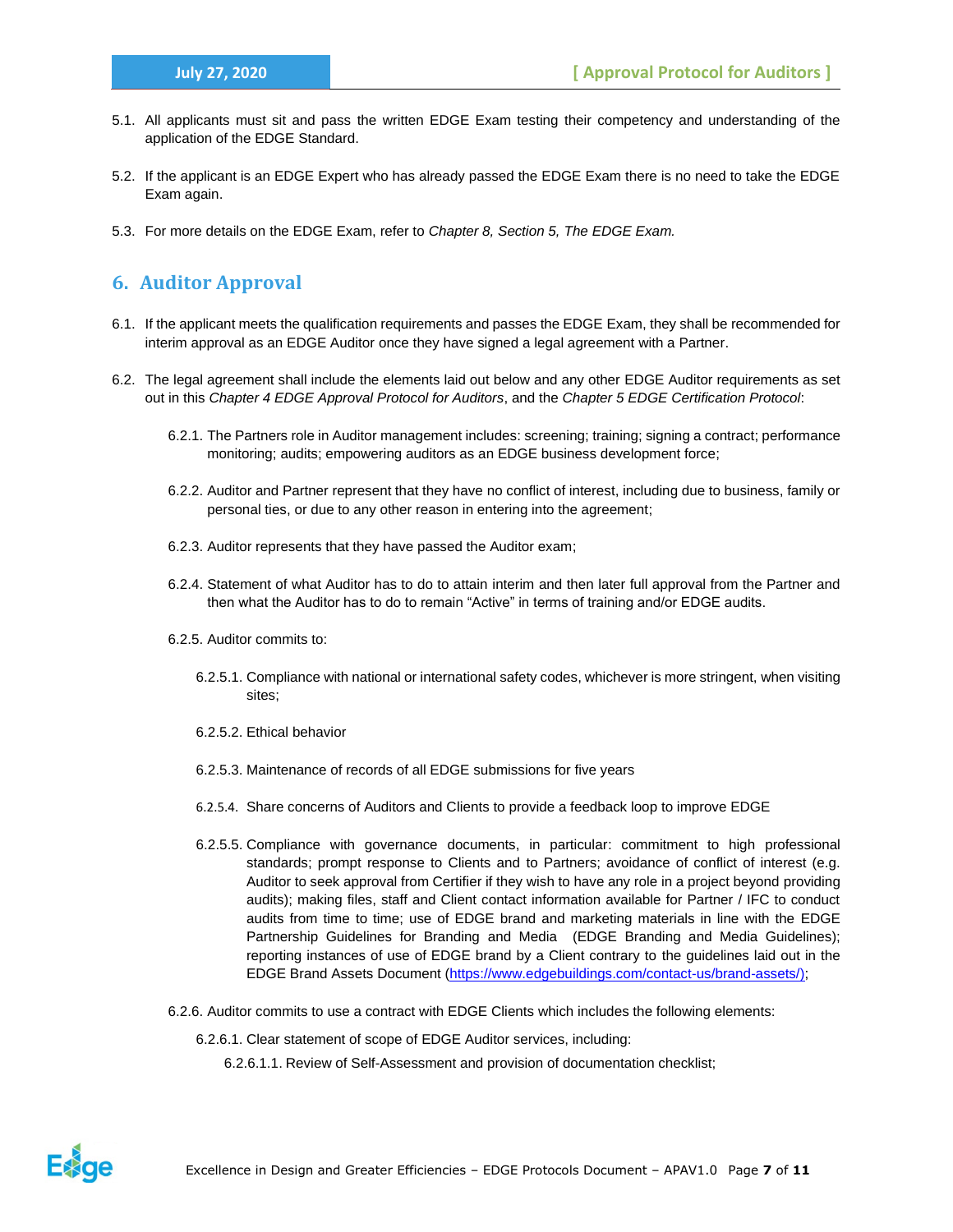5.1. All applicants must sit and pass the written EDGE Exam testing their competency and understanding of the application of the EDGE Standard.

5.2. If the applicant is an EDGE Expert who has already passed the EDGE Exam there is no need to take the EDGE Exam again.

5.3. For more details on the EDGE Exam, refer to *Chapter 8, Section 5, The EDGE Exam.*

## 6. Auditor Approval

6.1. If the applicant meets the qualification requirements and passes the EDGE Exam, they shall be recommended for interim approval as an EDGE Auditor once they have signed a legal agreement with a Partner.

6.2. The legal agreement shall include the elements laid out below and any other EDGE Auditor requirements as set out in this *Chapter 4 EDGE Approval Protocol for Auditors*, and the *Chapter 5 EDGE Certification Protocol*:

- 6.2.1. The Partners role in Auditor management includes: screening; training; signing a contract; performance monitoring; audits; empowering auditors as an EDGE business development force;

- 6.2.2. Auditor and Partner represent that they have no conflict of interest, including due to business, family or personal ties, or due to any other reason in entering into the agreement;

- 6.2.3. Auditor represents that they have passed the Auditor exam;

- 6.2.4. Statement of what Auditor has to do to attain interim and then later full approval from the Partner and then what the Auditor has to do to remain "Active" in terms of training and/or EDGE audits.

- 6.2.5. Auditor commits to:

  - 6.2.5.1. Compliance with national or international safety codes, whichever is more stringent, when visiting sites;

  - 6.2.5.2. Ethical behavior

  - 6.2.5.3. Maintenance of records of all EDGE submissions for five years

  - 6.2.5.4. Share concerns of Auditors and Clients to provide a feedback loop to improve EDGE

  - 6.2.5.5. Compliance with governance documents, in particular: commitment to high professional standards; prompt response to Clients and to Partners; avoidance of conflict of interest (e.g. Auditor to seek approval from Certifier if they wish to have any role in a project beyond providing audits); making files, staff and Client contact information available for Partner / IFC to conduct audits from time to time; use of EDGE brand and marketing materials in line with the EDGE Partnership Guidelines for Branding and Media (EDGE Branding and Media Guidelines); reporting instances of use of EDGE brand by a Client contrary to the guidelines laid out in the EDGE Brand Assets Document (https://www.edgebuildings.com/contact-us/brand-assets/);

- 6.2.6. Auditor commits to use a contract with EDGE Clients which includes the following elements:

  - 6.2.6.1. Clear statement of scope of EDGE Auditor services, including:

    - 6.2.6.1.1. Review of Self-Assessment and provision of documentation checklist;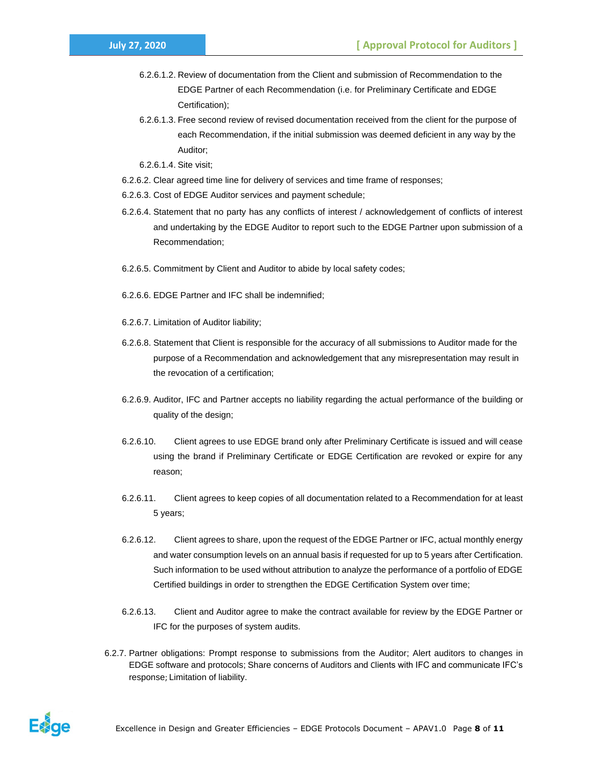6.2.6.1.2. Review of documentation from the Client and submission of Recommendation to the EDGE Partner of each Recommendation (i.e. for Preliminary Certificate and EDGE Certification);

6.2.6.1.3. Free second review of revised documentation received from the client for the purpose of each Recommendation, if the initial submission was deemed deficient in any way by the Auditor;

6.2.6.1.4. Site visit;

6.2.6.2. Clear agreed time line for delivery of services and time frame of responses;

6.2.6.3. Cost of EDGE Auditor services and payment schedule;

6.2.6.4. Statement that no party has any conflicts of interest / acknowledgement of conflicts of interest and undertaking by the EDGE Auditor to report such to the EDGE Partner upon submission of a Recommendation;

6.2.6.5. Commitment by Client and Auditor to abide by local safety codes;

6.2.6.6. EDGE Partner and IFC shall be indemnified;

6.2.6.7. Limitation of Auditor liability;

6.2.6.8. Statement that Client is responsible for the accuracy of all submissions to Auditor made for the purpose of a Recommendation and acknowledgement that any misrepresentation may result in the revocation of a certification;

6.2.6.9. Auditor, IFC and Partner accepts no liability regarding the actual performance of the building or quality of the design;

6.2.6.10. Client agrees to use EDGE brand only after Preliminary Certificate is issued and will cease using the brand if Preliminary Certificate or EDGE Certification are revoked or expire for any reason;

6.2.6.11. Client agrees to keep copies of all documentation related to a Recommendation for at least 5 years;

6.2.6.12. Client agrees to share, upon the request of the EDGE Partner or IFC, actual monthly energy and water consumption levels on an annual basis if requested for up to 5 years after Certification. Such information to be used without attribution to analyze the performance of a portfolio of EDGE Certified buildings in order to strengthen the EDGE Certification System over time;

6.2.6.13. Client and Auditor agree to make the contract available for review by the EDGE Partner or IFC for the purposes of system audits.

6.2.7. Partner obligations: Prompt response to submissions from the Auditor; Alert auditors to changes in EDGE software and protocols; Share concerns of Auditors and Clients with IFC and communicate IFC's response; Limitation of liability.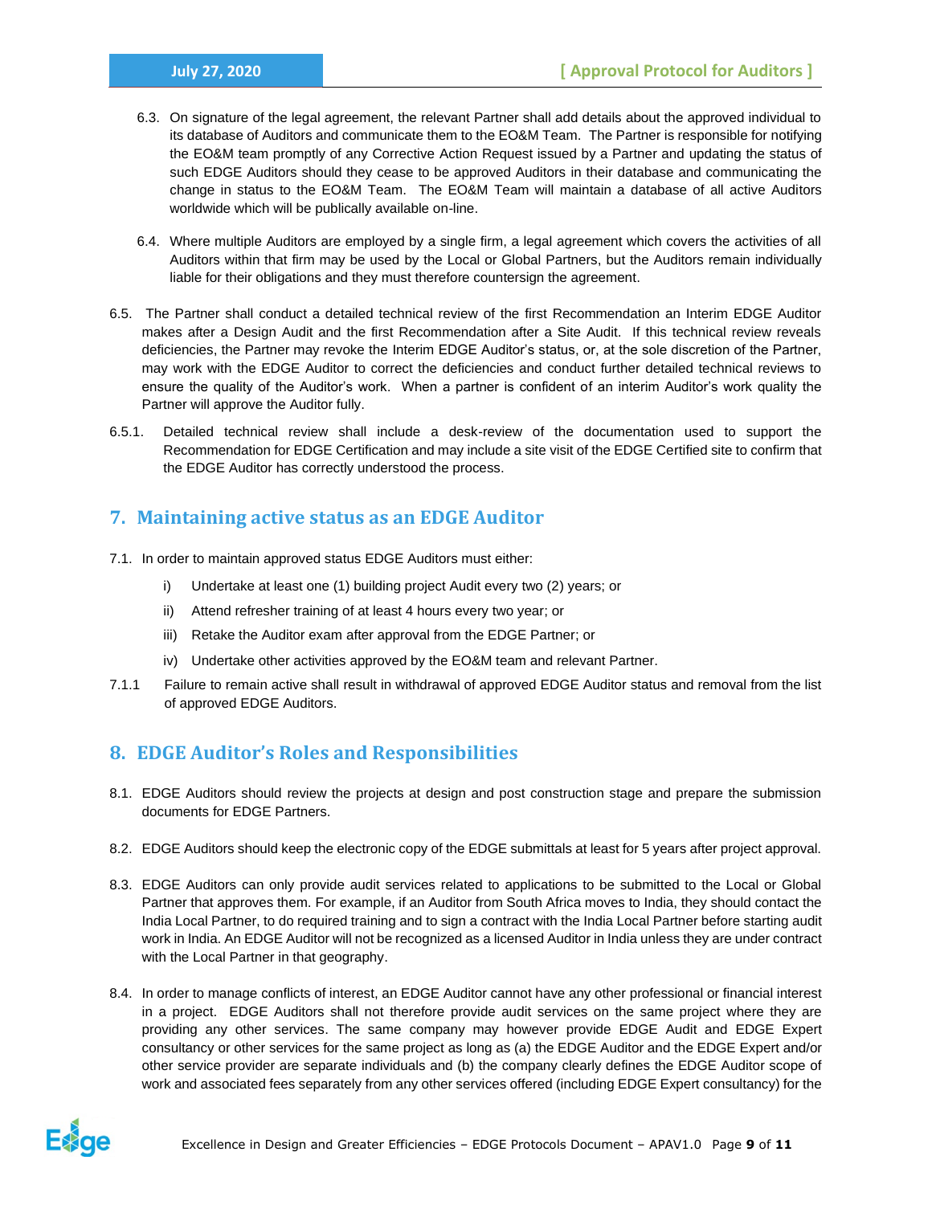6.3. On signature of the legal agreement, the relevant Partner shall add details about the approved individual to its database of Auditors and communicate them to the EO&M Team. The Partner is responsible for notifying the EO&M team promptly of any Corrective Action Request issued by a Partner and updating the status of such EDGE Auditors should they cease to be approved Auditors in their database and communicating the change in status to the EO&M Team. The EO&M Team will maintain a database of all active Auditors worldwide which will be publically available on-line.

6.4. Where multiple Auditors are employed by a single firm, a legal agreement which covers the activities of all Auditors within that firm may be used by the Local or Global Partners, but the Auditors remain individually liable for their obligations and they must therefore countersign the agreement.

6.5. The Partner shall conduct a detailed technical review of the first Recommendation an Interim EDGE Auditor makes after a Design Audit and the first Recommendation after a Site Audit. If this technical review reveals deficiencies, the Partner may revoke the Interim EDGE Auditor's status, or, at the sole discretion of the Partner, may work with the EDGE Auditor to correct the deficiencies and conduct further detailed technical reviews to ensure the quality of the Auditor's work. When a partner is confident of an interim Auditor's work quality the Partner will approve the Auditor fully.

6.5.1. Detailed technical review shall include a desk-review of the documentation used to support the Recommendation for EDGE Certification and may include a site visit of the EDGE Certified site to confirm that the EDGE Auditor has correctly understood the process.

## 7. Maintaining active status as an EDGE Auditor

7.1. In order to maintain approved status EDGE Auditors must either:

i) Undertake at least one (1) building project Audit every two (2) years; or

ii) Attend refresher training of at least 4 hours every two year; or

iii) Retake the Auditor exam after approval from the EDGE Partner; or

iv) Undertake other activities approved by the EO&M team and relevant Partner.

7.1.1 Failure to remain active shall result in withdrawal of approved EDGE Auditor status and removal from the list of approved EDGE Auditors.

## 8. EDGE Auditor's Roles and Responsibilities

8.1. EDGE Auditors should review the projects at design and post construction stage and prepare the submission documents for EDGE Partners.

8.2. EDGE Auditors should keep the electronic copy of the EDGE submittals at least for 5 years after project approval.

8.3. EDGE Auditors can only provide audit services related to applications to be submitted to the Local or Global Partner that approves them. For example, if an Auditor from South Africa moves to India, they should contact the India Local Partner, to do required training and to sign a contract with the India Local Partner before starting audit work in India. An EDGE Auditor will not be recognized as a licensed Auditor in India unless they are under contract with the Local Partner in that geography.

8.4. In order to manage conflicts of interest, an EDGE Auditor cannot have any other professional or financial interest in a project. EDGE Auditors shall not therefore provide audit services on the same project where they are providing any other services. The same company may however provide EDGE Audit and EDGE Expert consultancy or other services for the same project as long as (a) the EDGE Auditor and the EDGE Expert and/or other service provider are separate individuals and (b) the company clearly defines the EDGE Auditor scope of work and associated fees separately from any other services offered (including EDGE Expert consultancy) for the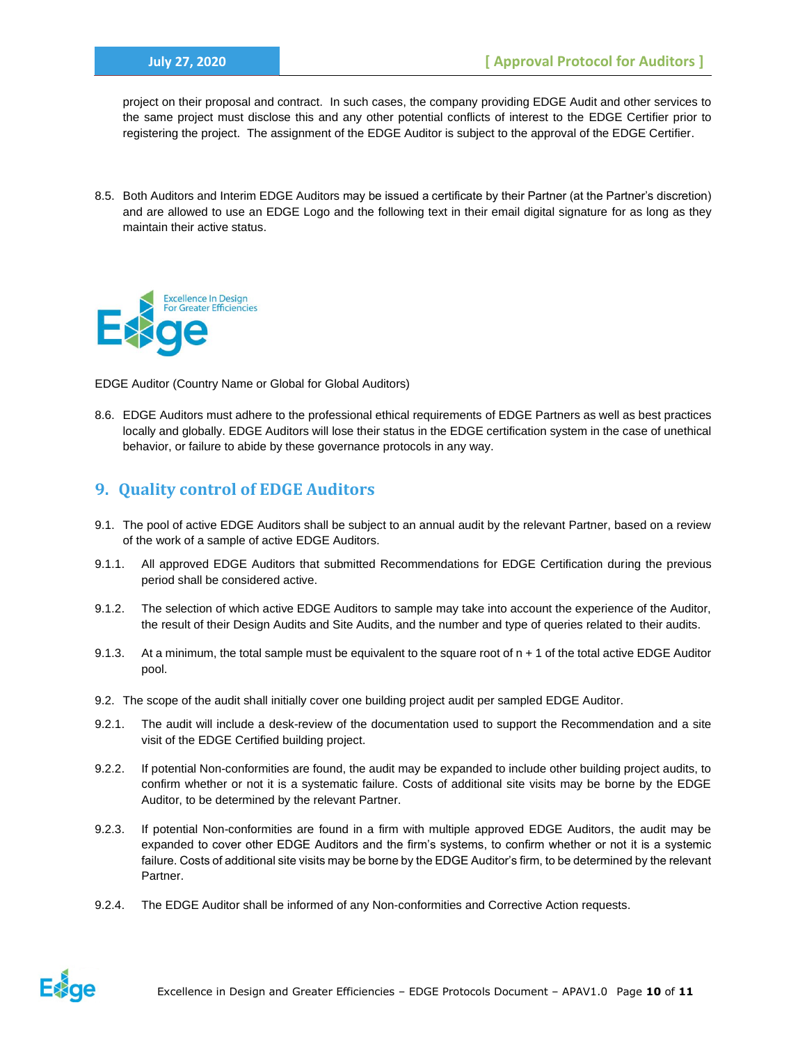project on their proposal and contract. In such cases, the company providing EDGE Audit and other services to the same project must disclose this and any other potential conflicts of interest to the EDGE Certifier prior to registering the project. The assignment of the EDGE Auditor is subject to the approval of the EDGE Certifier.

8.5. Both Auditors and Interim EDGE Auditors may be issued a certificate by their Partner (at the Partner's discretion) and are allowed to use an EDGE Logo and the following text in their email digital signature for as long as they maintain their active status.

EDGE Auditor (Country Name or Global for Global Auditors)

8.6. EDGE Auditors must adhere to the professional ethical requirements of EDGE Partners as well as best practices locally and globally. EDGE Auditors will lose their status in the EDGE certification system in the case of unethical behavior, or failure to abide by these governance protocols in any way.

## 9. Quality control of EDGE Auditors

9.1. The pool of active EDGE Auditors shall be subject to an annual audit by the relevant Partner, based on a review of the work of a sample of active EDGE Auditors.

9.1.1. All approved EDGE Auditors that submitted Recommendations for EDGE Certification during the previous period shall be considered active.

9.1.2. The selection of which active EDGE Auditors to sample may take into account the experience of the Auditor, the result of their Design Audits and Site Audits, and the number and type of queries related to their audits.

9.1.3. At a minimum, the total sample must be equivalent to the square root of n + 1 of the total active EDGE Auditor pool.

9.2. The scope of the audit shall initially cover one building project audit per sampled EDGE Auditor.

9.2.1. The audit will include a desk-review of the documentation used to support the Recommendation and a site visit of the EDGE Certified building project.

9.2.2. If potential Non-conformities are found, the audit may be expanded to include other building project audits, to confirm whether or not it is a systematic failure. Costs of additional site visits may be borne by the EDGE Auditor, to be determined by the relevant Partner.

9.2.3. If potential Non-conformities are found in a firm with multiple approved EDGE Auditors, the audit may be expanded to cover other EDGE Auditors and the firm's systems, to confirm whether or not it is a systemic failure. Costs of additional site visits may be borne by the EDGE Auditor's firm, to be determined by the relevant Partner.

9.2.4. The EDGE Auditor shall be informed of any Non-conformities and Corrective Action requests.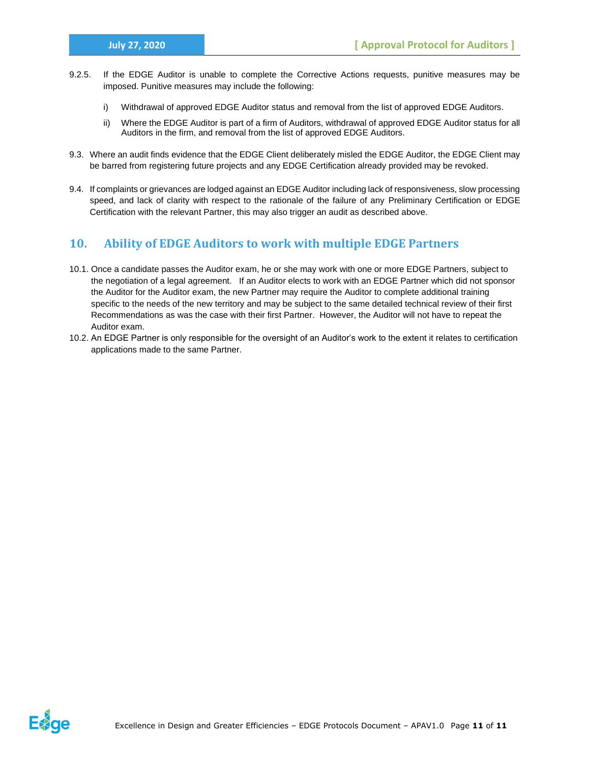9.2.5. If the EDGE Auditor is unable to complete the Corrective Actions requests, punitive measures may be imposed. Punitive measures may include the following:

   i) Withdrawal of approved EDGE Auditor status and removal from the list of approved EDGE Auditors.

   ii) Where the EDGE Auditor is part of a firm of Auditors, withdrawal of approved EDGE Auditor status for all Auditors in the firm, and removal from the list of approved EDGE Auditors.

9.3. Where an audit finds evidence that the EDGE Client deliberately misled the EDGE Auditor, the EDGE Client may be barred from registering future projects and any EDGE Certification already provided may be revoked.

9.4. If complaints or grievances are lodged against an EDGE Auditor including lack of responsiveness, slow processing speed, and lack of clarity with respect to the rationale of the failure of any Preliminary Certification or EDGE Certification with the relevant Partner, this may also trigger an audit as described above.

## 10. Ability of EDGE Auditors to work with multiple EDGE Partners

10.1. Once a candidate passes the Auditor exam, he or she may work with one or more EDGE Partners, subject to the negotiation of a legal agreement. If an Auditor elects to work with an EDGE Partner which did not sponsor the Auditor for the Auditor exam, the new Partner may require the Auditor to complete additional training specific to the needs of the new territory and may be subject to the same detailed technical review of their first Recommendations as was the case with their first Partner. However, the Auditor will not have to repeat the Auditor exam.

10.2. An EDGE Partner is only responsible for the oversight of an Auditor's work to the extent it relates to certification applications made to the same Partner.